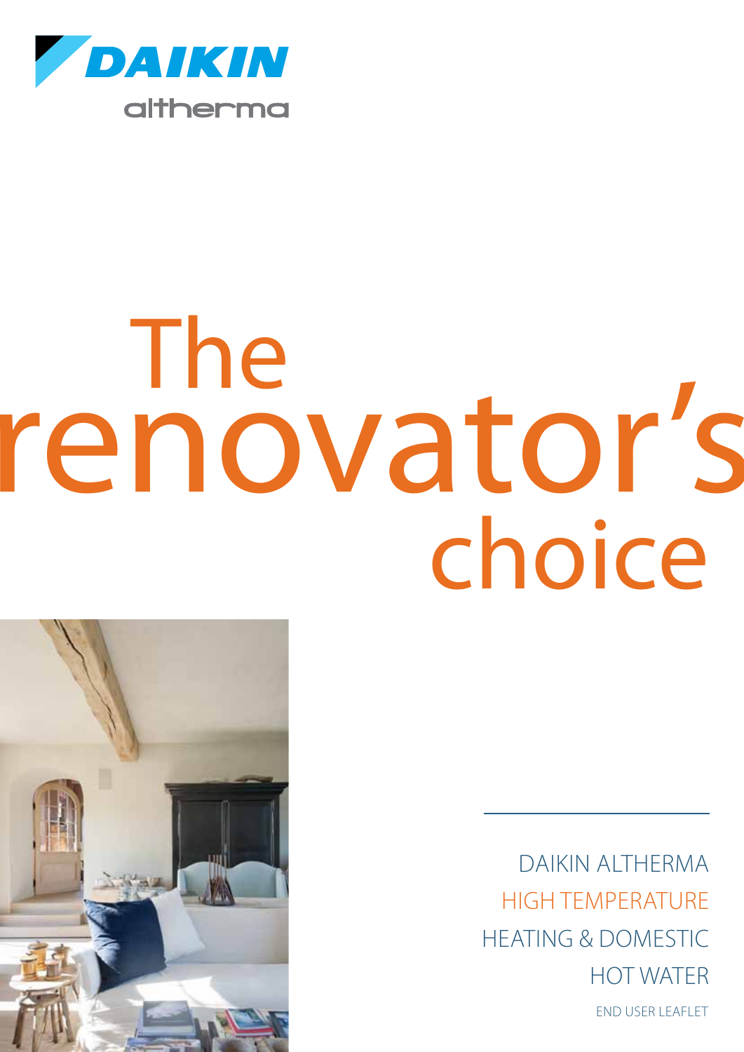DAIKIN

altherma

# The renovator's choice

DAIKIN ALTHERMA

HIGH TEMPERATURE

HEATING & DOMESTIC

HOT WATER

END USER LEAFLET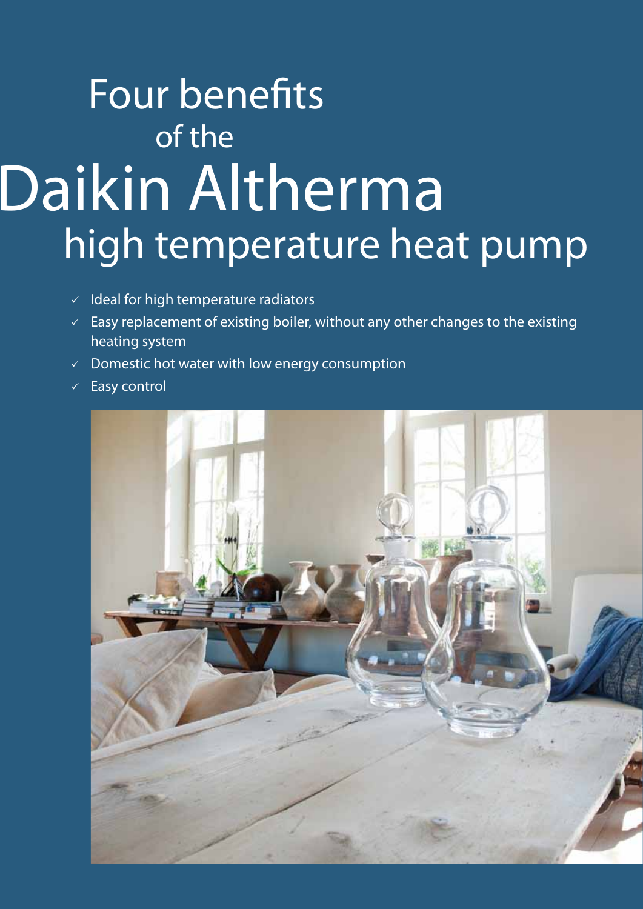# Four benefits of the Daikin Altherma high temperature heat pump

- ✓ Ideal for high temperature radiators
- ✓ Easy replacement of existing boiler, without any other changes to the existing heating system
- ✓ Domestic hot water with low energy consumption
- ✓ Easy control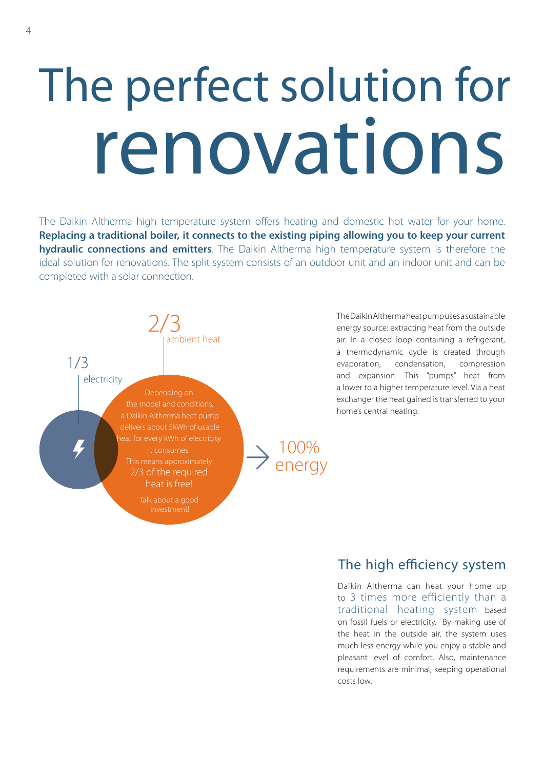# The perfect solution for renovations

The Daikin Altherma high temperature system offers heating and domestic hot water for your home. **Replacing a traditional boiler, it connects to the existing piping allowing you to keep your current hydraulic connections and emitters**. The Daikin Altherma high temperature system is therefore the ideal solution for renovations. The split system consists of an outdoor unit and an indoor unit and can be completed with a solar connection.

2/3 ambient heat

1/3 electricity

Depending on the model and conditions, a Daikin Altherma heat pump delivers about 5kWh of usable heat for every kWh of electricity it consumes.

This means approximately 2/3 of the required heat is free!

Talk about a good investment!

100% energy

The Daikin Altherma heat pump uses a sustainable energy source: extracting heat from the outside air. In a closed loop containing a refrigerant, a thermodynamic cycle is created through evaporation, condensation, compression and expansion. This "pumps" heat from a lower to a higher temperature level. Via a heat exchanger the heat gained is transferred to your home's central heating.

## The high efficiency system

Daikin Altherma can heat your home up to 3 times more efficiently than a traditional heating system based on fossil fuels or electricity. By making use of the heat in the outside air, the system uses much less energy while you enjoy a stable and pleasant level of comfort. Also, maintenance requirements are minimal, keeping operational costs low.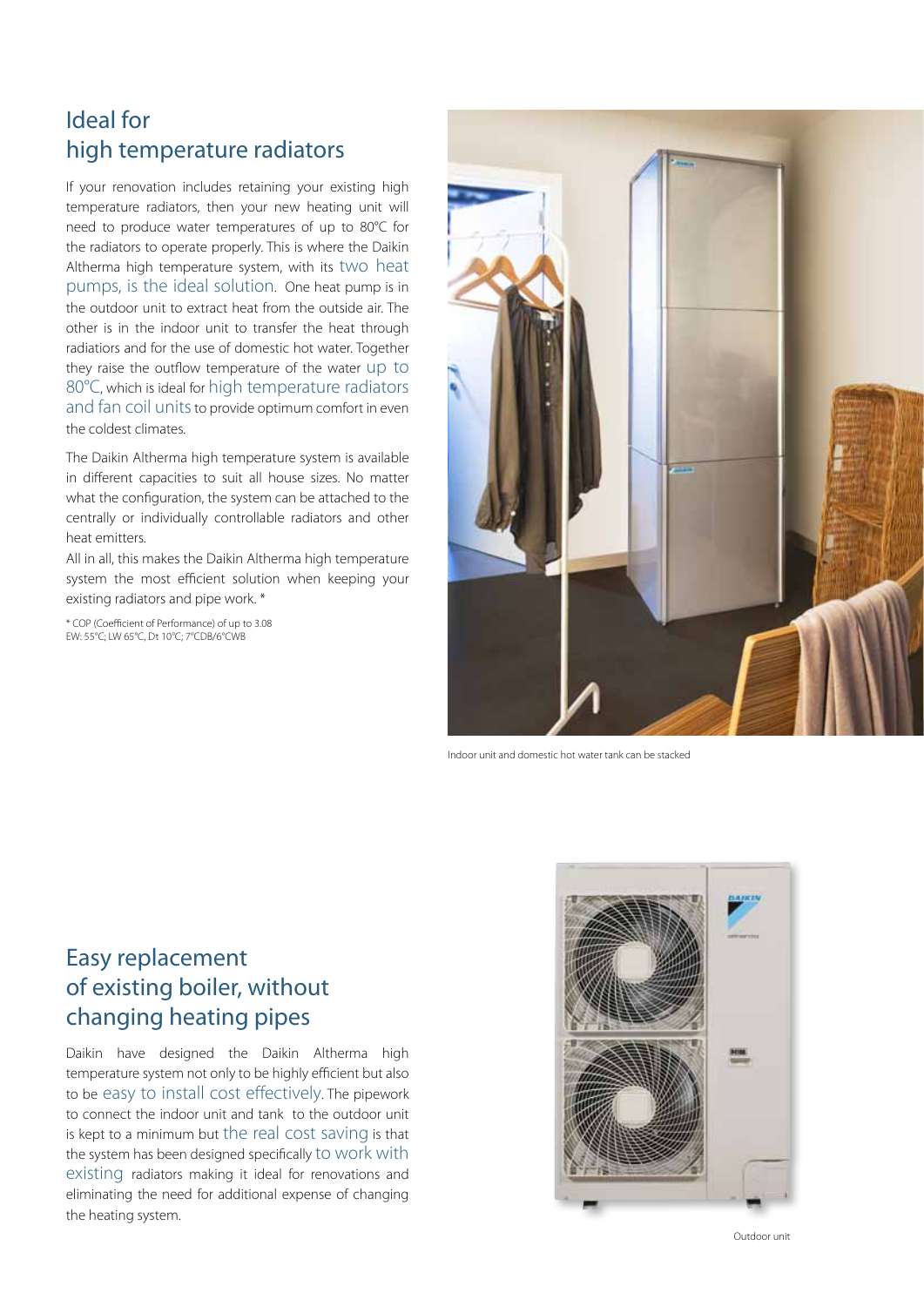## Ideal for high temperature radiators

If your renovation includes retaining your existing high temperature radiators, then your new heating unit will need to produce water temperatures of up to 80°C for the radiators to operate properly. This is where the Daikin Altherma high temperature system, with its two heat pumps, is the ideal solution. One heat pump is in the outdoor unit to extract heat from the outside air. The other is in the indoor unit to transfer the heat through radiators and for the use of domestic hot water. Together they raise the outflow temperature of the water up to 80°C, which is ideal for high temperature radiators and fan coil units to provide optimum comfort in even the coldest climates.

The Daikin Altherma high temperature system is available in different capacities to suit all house sizes. No matter what the configuration, the system can be attached to the centrally or individually controllable radiators and other heat emitters.

All in all, this makes the Daikin Altherma high temperature system the most efficient solution when keeping your existing radiators and pipe work. *

\* COP (Coefficient of Performance) of up to 3.08
EW: 55°C; LW 65°C, Dt 10°C; 7°CDB/6°CWB

Indoor unit and domestic hot water tank can be stacked

## Easy replacement of existing boiler, without changing heating pipes

Daikin have designed the Daikin Altherma high temperature system not only to be highly efficient but also to be easy to install cost effectively. The pipework to connect the indoor unit and tank to the outdoor unit is kept to a minimum but the real cost saving is that the system has been designed specifically to work with existing radiators making it ideal for renovations and eliminating the need for additional expense of changing the heating system.

Outdoor unit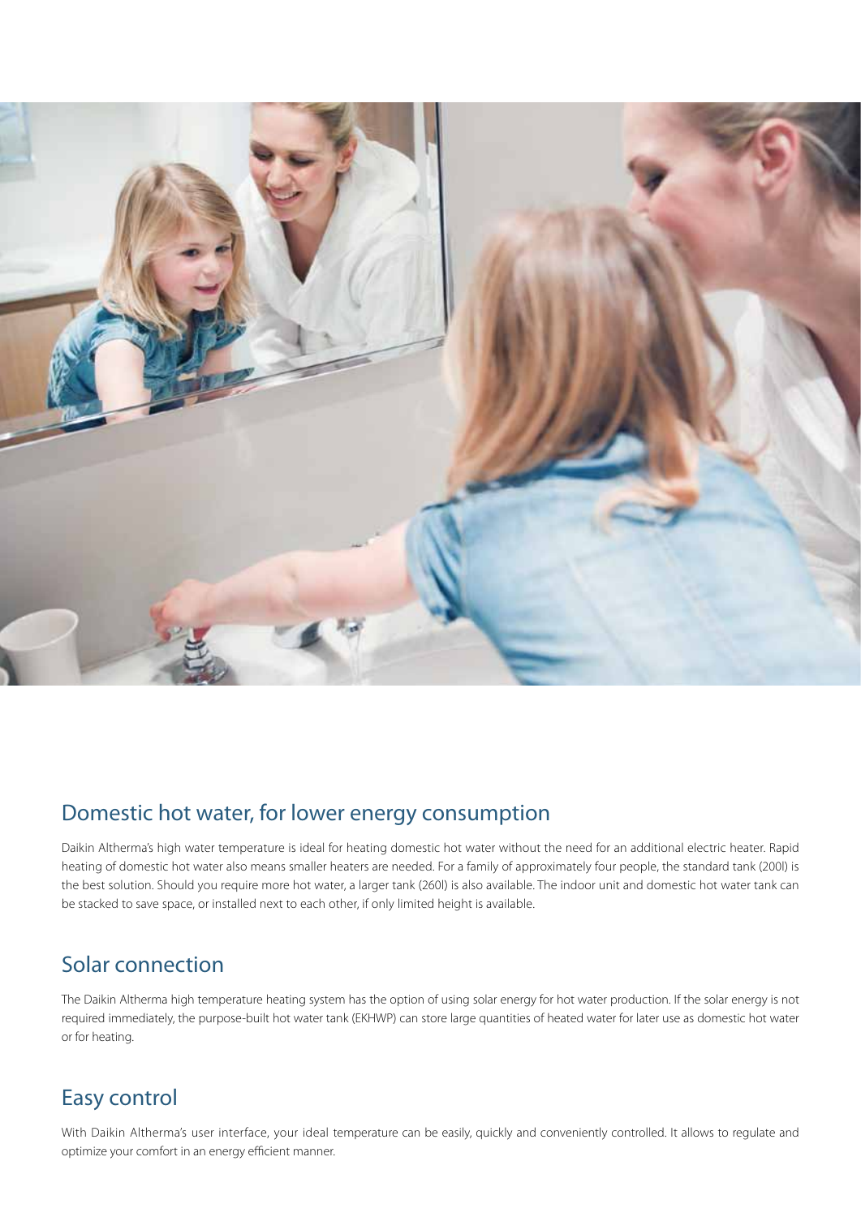## Domestic hot water, for lower energy consumption

Daikin Altherma's high water temperature is ideal for heating domestic hot water without the need for an additional electric heater. Rapid heating of domestic hot water also means smaller heaters are needed. For a family of approximately four people, the standard tank (200l) is the best solution. Should you require more hot water, a larger tank (260l) is also available. The indoor unit and domestic hot water tank can be stacked to save space, or installed next to each other, if only limited height is available.

## Solar connection

The Daikin Altherma high temperature heating system has the option of using solar energy for hot water production. If the solar energy is not required immediately, the purpose-built hot water tank (EKHWP) can store large quantities of heated water for later use as domestic hot water or for heating.

## Easy control

With Daikin Altherma's user interface, your ideal temperature can be easily, quickly and conveniently controlled. It allows to regulate and optimize your comfort in an energy efficient manner.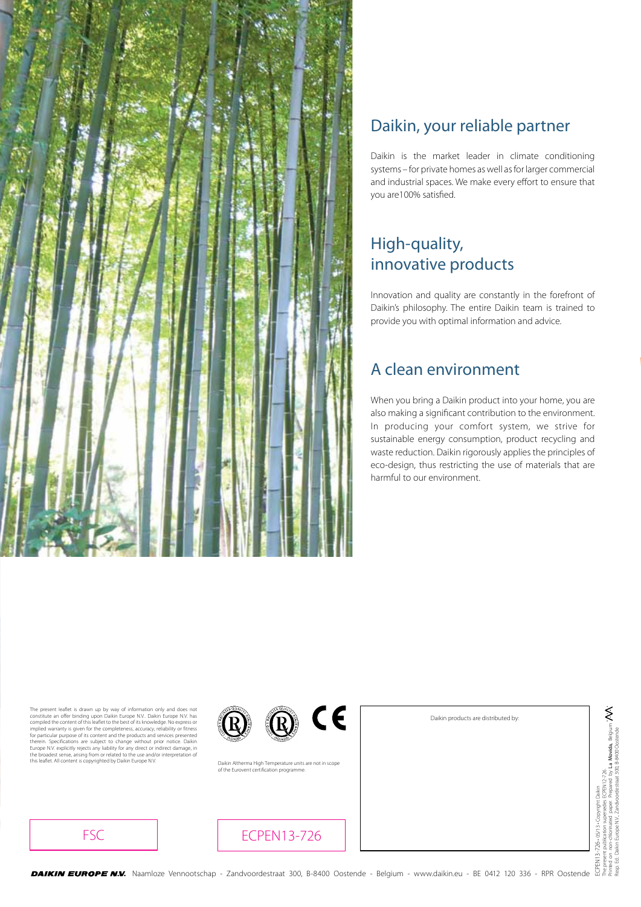## Daikin, your reliable partner

Daikin is the market leader in climate conditioning systems – for private homes as well as for larger commercial and industrial spaces. We make every effort to ensure that you are100% satisfied.

## High-quality, innovative products

Innovation and quality are constantly in the forefront of Daikin's philosophy. The entire Daikin team is trained to provide you with optimal information and advice.

## A clean environment

When you bring a Daikin product into your home, you are also making a significant contribution to the environment. In producing your comfort system, we strive for sustainable energy consumption, product recycling and waste reduction. Daikin rigorously applies the principles of eco-design, thus restricting the use of materials that are harmful to our environment.

The present leaflet is drawn up by way of information only and does not constitute an offer binding upon Daikin Europe N.V. Daikin Europe N.V. has compiled the content of this leaflet to the best of its knowledge. No express or implied warranty is given for the completeness, accuracy, reliability or fitness for particular purpose of its content and the products and services presented therein. Specifications are subject to change without prior notice. Daikin Europe N.V. explicitly rejects any liability for any direct or indirect damage, in the broadest sense, arising from or related to the use and/or interpretation of this leaflet. All content is copyrighted by Daikin Europe N.V.

Daikin Altherma High Temperature units are not in scope of the Eurovent certification programme.

Daikin products are distributed by:

FSC

ECPEN13-726

ECPEN13-726 • 05/13 • Copyright Daikin
The present publication supersedes ECPEN12-726.
Printed on non-chlorinated paper. Prepared by La Movida, Belgium
Resp. Ed.: Daikin Europe N.V., Zandvoordestraat 300, B-8400 Oostende

**DAIKIN EUROPE N.V.** Naamloze Vennootschap - Zandvoordestraat 300, B-8400 Oostende - Belgium - www.daikin.eu - BE 0412 120 336 - RPR Oostende